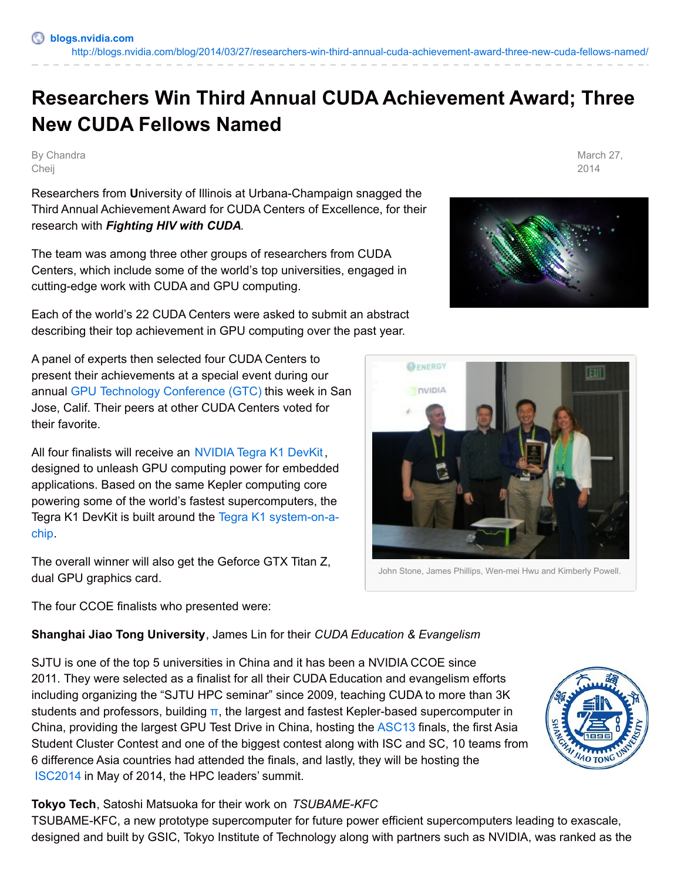blogs.nvidia.com

http://blogs.nvidia.com/blog/2014/03/27/researchers-win-third-annual-cuda-achievement-award-three-new-cuda-fellows-named/

# Researchers Win Third Annual CUDA Achievement Award; Three New CUDA Fellows Named

By Chandra Cheij

March 27, 2014

Researchers from **U**niversity of Illinois at Urbana-Champaign snagged the Third Annual Achievement Award for CUDA Centers of Excellence, for their research with ***Fighting HIV with CUDA***.

The team was among three other groups of researchers from CUDA Centers, which include some of the world's top universities, engaged in cutting-edge work with CUDA and GPU computing.

Each of the world's 22 CUDA Centers were asked to submit an abstract describing their top achievement in GPU computing over the past year.

A panel of experts then selected four CUDA Centers to present their achievements at a special event during our annual GPU Technology Conference (GTC) this week in San Jose, Calif. Their peers at other CUDA Centers voted for their favorite.

All four finalists will receive an NVIDIA Tegra K1 DevKit, designed to unleash GPU computing power for embedded applications. Based on the same Kepler computing core powering some of the world's fastest supercomputers, the Tegra K1 DevKit is built around the Tegra K1 system-on-a-chip.

The overall winner will also get the Geforce GTX Titan Z, dual GPU graphics card.

John Stone, James Phillips, Wen-mei Hwu and Kimberly Powell.

The four CCOE finalists who presented were:

**Shanghai Jiao Tong University**, James Lin for their *CUDA Education & Evangelism*

SJTU is one of the top 5 universities in China and it has been a NVIDIA CCOE since 2011. They were selected as a finalist for all their CUDA Education and evangelism efforts including organizing the "SJTU HPC seminar" since 2009, teaching CUDA to more than 3K students and professors, building π, the largest and fastest Kepler-based supercomputer in China, providing the largest GPU Test Drive in China, hosting the ASC13 finals, the first Asia Student Cluster Contest and one of the biggest contest along with ISC and SC, 10 teams from 6 difference Asia countries had attended the finals, and lastly, they will be hosting the ISC2014 in May of 2014, the HPC leaders' summit.

**Tokyo Tech**, Satoshi Matsuoka for their work on *TSUBAME-KFC*

TSUBAME-KFC, a new prototype supercomputer for future power efficient supercomputers leading to exascale, designed and built by GSIC, Tokyo Institute of Technology along with partners such as NVIDIA, was ranked as the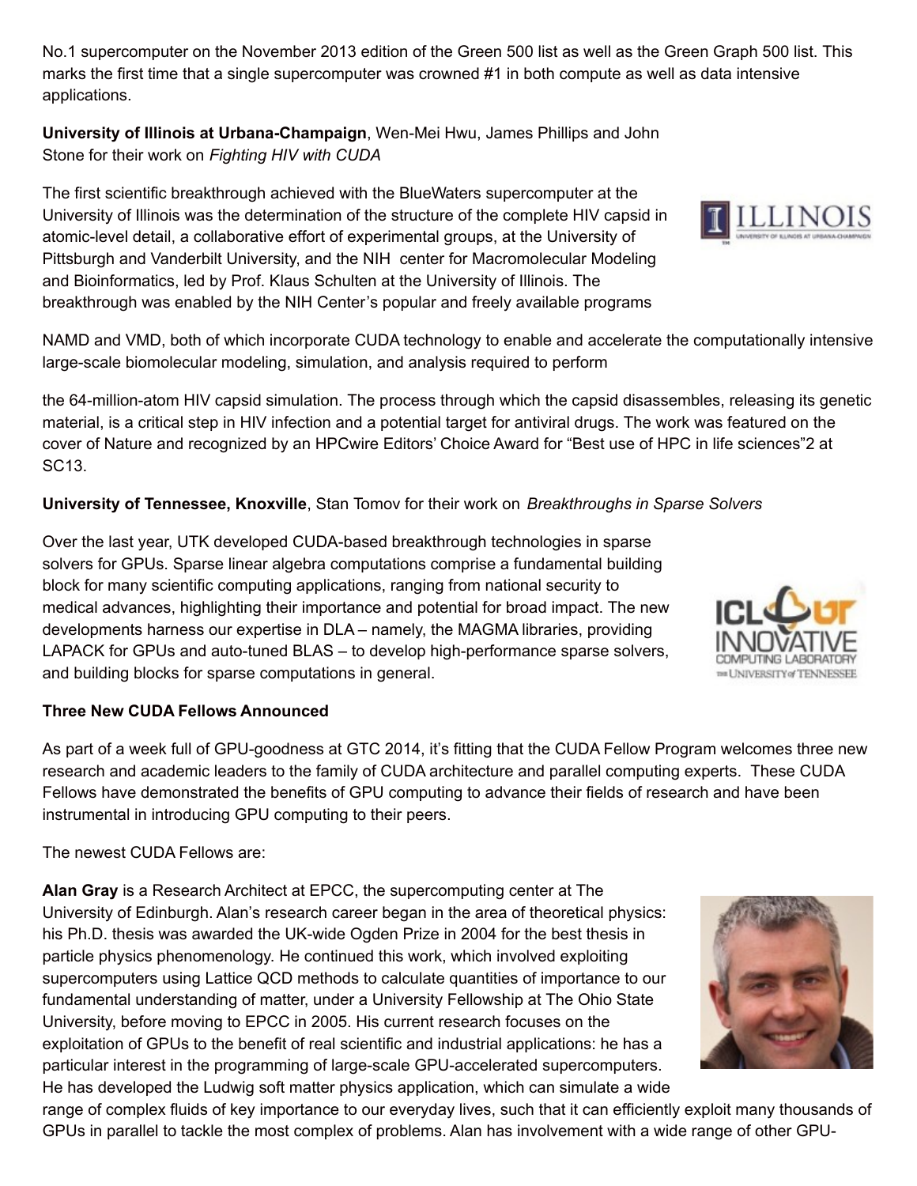No.1 supercomputer on the November 2013 edition of the Green 500 list as well as the Green Graph 500 list. This marks the first time that a single supercomputer was crowned #1 in both compute as well as data intensive applications.

**University of Illinois at Urbana-Champaign**, Wen-Mei Hwu, James Phillips and John Stone for their work on *Fighting HIV with CUDA*

The first scientific breakthrough achieved with the BlueWaters supercomputer at the University of Illinois was the determination of the structure of the complete HIV capsid in atomic-level detail, a collaborative effort of experimental groups, at the University of Pittsburgh and Vanderbilt University, and the NIH center for Macromolecular Modeling and Bioinformatics, led by Prof. Klaus Schulten at the University of Illinois. The breakthrough was enabled by the NIH Center's popular and freely available programs NAMD and VMD, both of which incorporate CUDA technology to enable and accelerate the computationally intensive large-scale biomolecular modeling, simulation, and analysis required to perform the 64-million-atom HIV capsid simulation. The process through which the capsid disassembles, releasing its genetic material, is a critical step in HIV infection and a potential target for antiviral drugs. The work was featured on the cover of Nature and recognized by an HPCwire Editors' Choice Award for "Best use of HPC in life sciences"2 at SC13.

**University of Tennessee, Knoxville**, Stan Tomov for their work on *Breakthroughs in Sparse Solvers*

Over the last year, UTK developed CUDA-based breakthrough technologies in sparse solvers for GPUs. Sparse linear algebra computations comprise a fundamental building block for many scientific computing applications, ranging from national security to medical advances, highlighting their importance and potential for broad impact. The new developments harness our expertise in DLA – namely, the MAGMA libraries, providing LAPACK for GPUs and auto-tuned BLAS – to develop high-performance sparse solvers, and building blocks for sparse computations in general.

**Three New CUDA Fellows Announced**

As part of a week full of GPU-goodness at GTC 2014, it's fitting that the CUDA Fellow Program welcomes three new research and academic leaders to the family of CUDA architecture and parallel computing experts. These CUDA Fellows have demonstrated the benefits of GPU computing to advance their fields of research and have been instrumental in introducing GPU computing to their peers.

The newest CUDA Fellows are:

**Alan Gray** is a Research Architect at EPCC, the supercomputing center at The University of Edinburgh. Alan's research career began in the area of theoretical physics: his Ph.D. thesis was awarded the UK-wide Ogden Prize in 2004 for the best thesis in particle physics phenomenology. He continued this work, which involved exploiting supercomputers using Lattice QCD methods to calculate quantities of importance to our fundamental understanding of matter, under a University Fellowship at The Ohio State University, before moving to EPCC in 2005. His current research focuses on the exploitation of GPUs to the benefit of real scientific and industrial applications: he has a particular interest in the programming of large-scale GPU-accelerated supercomputers. He has developed the Ludwig soft matter physics application, which can simulate a wide range of complex fluids of key importance to our everyday lives, such that it can efficiently exploit many thousands of GPUs in parallel to tackle the most complex of problems. Alan has involvement with a wide range of other GPU-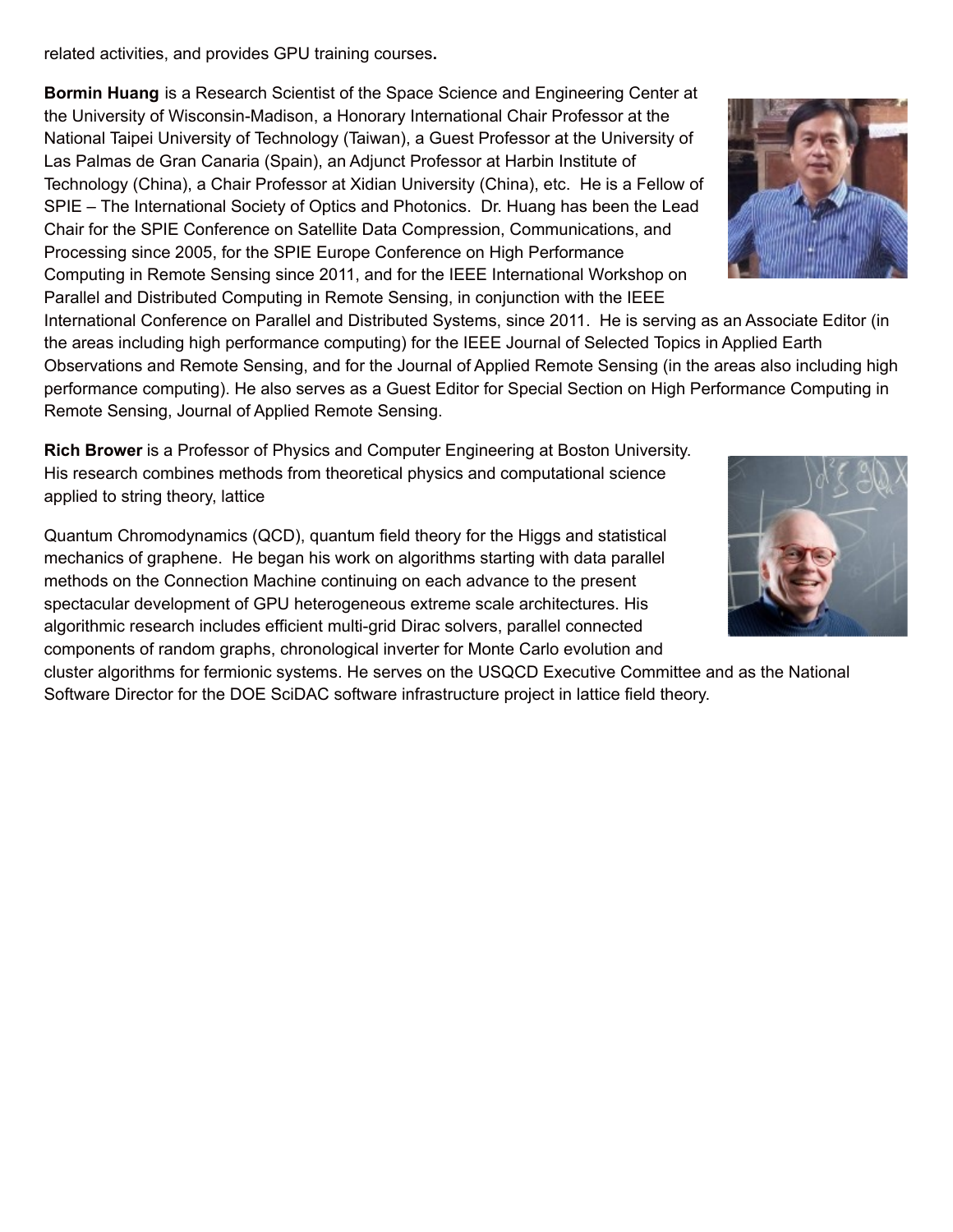related activities, and provides GPU training courses**.**

**Bormin Huang** is a Research Scientist of the Space Science and Engineering Center at the University of Wisconsin-Madison, a Honorary International Chair Professor at the National Taipei University of Technology (Taiwan), a Guest Professor at the University of Las Palmas de Gran Canaria (Spain), an Adjunct Professor at Harbin Institute of Technology (China), a Chair Professor at Xidian University (China), etc. He is a Fellow of SPIE – The International Society of Optics and Photonics. Dr. Huang has been the Lead Chair for the SPIE Conference on Satellite Data Compression, Communications, and Processing since 2005, for the SPIE Europe Conference on High Performance Computing in Remote Sensing since 2011, and for the IEEE International Workshop on Parallel and Distributed Computing in Remote Sensing, in conjunction with the IEEE International Conference on Parallel and Distributed Systems, since 2011. He is serving as an Associate Editor (in the areas including high performance computing) for the IEEE Journal of Selected Topics in Applied Earth Observations and Remote Sensing, and for the Journal of Applied Remote Sensing (in the areas also including high performance computing). He also serves as a Guest Editor for Special Section on High Performance Computing in Remote Sensing, Journal of Applied Remote Sensing.

**Rich Brower** is a Professor of Physics and Computer Engineering at Boston University. His research combines methods from theoretical physics and computational science applied to string theory, lattice

Quantum Chromodynamics (QCD), quantum field theory for the Higgs and statistical mechanics of graphene. He began his work on algorithms starting with data parallel methods on the Connection Machine continuing on each advance to the present spectacular development of GPU heterogeneous extreme scale architectures. His algorithmic research includes efficient multi-grid Dirac solvers, parallel connected components of random graphs, chronological inverter for Monte Carlo evolution and cluster algorithms for fermionic systems. He serves on the USQCD Executive Committee and as the National Software Director for the DOE SciDAC software infrastructure project in lattice field theory.